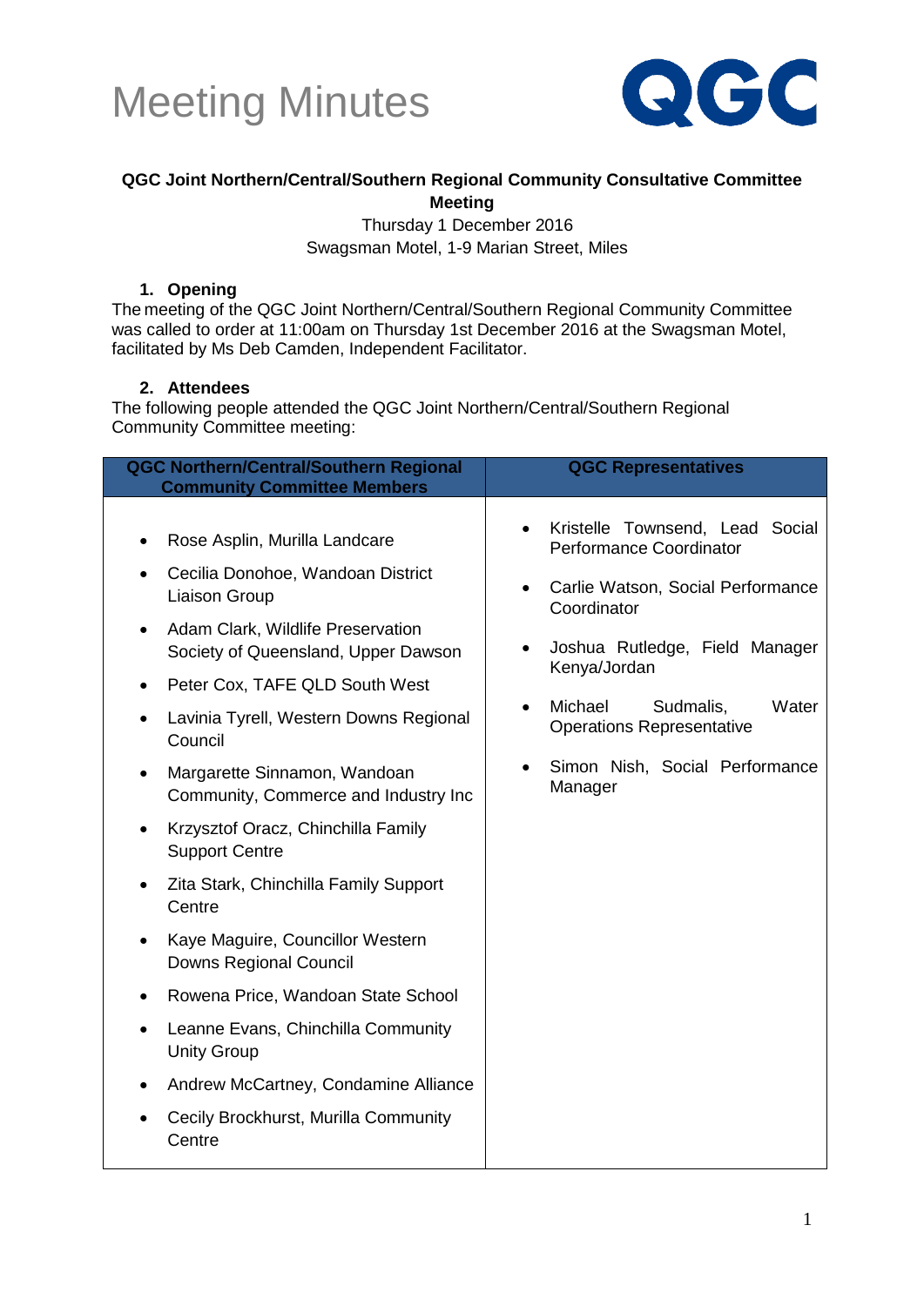# Meeting Minutes

QGC

**QGC Joint Northern/Central/Southern Regional Community Consultative Committee Meeting**

Thursday 1 December 2016
Swagsman Motel, 1-9 Marian Street, Miles

## 1. Opening

The meeting of the QGC Joint Northern/Central/Southern Regional Community Committee was called to order at 11:00am on Thursday 1st December 2016 at the Swagsman Motel, facilitated by Ms Deb Camden, Independent Facilitator.

## 2. Attendees

The following people attended the QGC Joint Northern/Central/Southern Regional Community Committee meeting:

| QGC Northern/Central/Southern Regional Community Committee Members | QGC Representatives |
|---|---|
| • Rose Asplin, Murilla Landcare<br>• Cecilia Donohoe, Wandoan District Liaison Group<br>• Adam Clark, Wildlife Preservation Society of Queensland, Upper Dawson<br>• Peter Cox, TAFE QLD South West<br>• Lavinia Tyrell, Western Downs Regional Council<br>• Margarette Sinnamon, Wandoan Community, Commerce and Industry Inc<br>• Krzysztof Oracz, Chinchilla Family Support Centre<br>• Zita Stark, Chinchilla Family Support Centre<br>• Kaye Maguire, Councillor Western Downs Regional Council<br>• Rowena Price, Wandoan State School<br>• Leanne Evans, Chinchilla Community Unity Group<br>• Andrew McCartney, Condamine Alliance<br>• Cecily Brockhurst, Murilla Community Centre | • Kristelle Townsend, Lead Social Performance Coordinator<br>• Carlie Watson, Social Performance Coordinator<br>• Joshua Rutledge, Field Manager Kenya/Jordan<br>• Michael Sudmalis, Water Operations Representative<br>• Simon Nish, Social Performance Manager |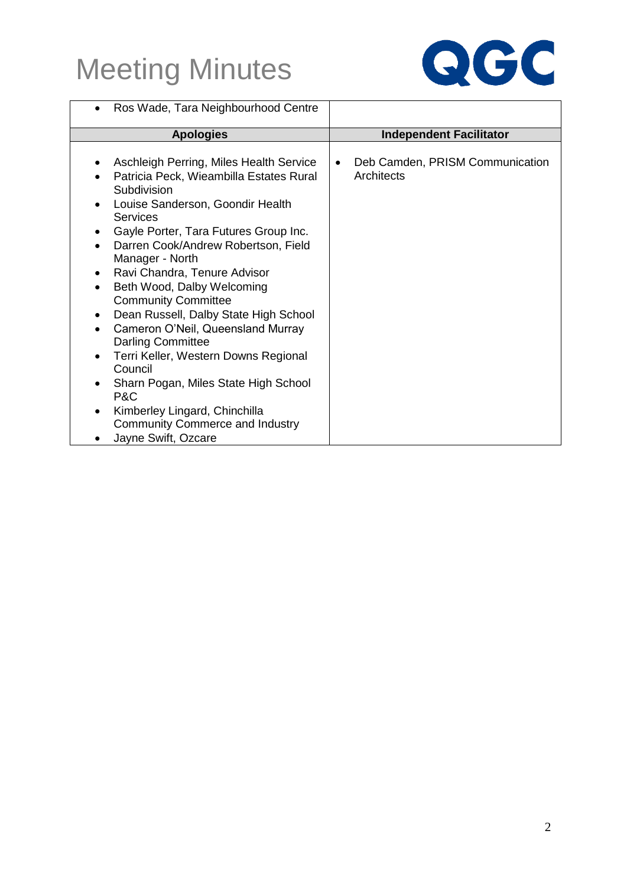| | |
|---|---|
| • Ros Wade, Tara Neighbourhood Centre | |
| **Apologies** | **Independent Facilitator** |
| • Aschleigh Perring, Miles Health Service<br>• Patricia Peck, Wieambilla Estates Rural Subdivision<br>• Louise Sanderson, Goondir Health Services<br>• Gayle Porter, Tara Futures Group Inc.<br>• Darren Cook/Andrew Robertson, Field Manager - North<br>• Ravi Chandra, Tenure Advisor<br>• Beth Wood, Dalby Welcoming Community Committee<br>• Dean Russell, Dalby State High School<br>• Cameron O'Neil, Queensland Murray Darling Committee<br>• Terri Keller, Western Downs Regional Council<br>• Sharn Pogan, Miles State High School P&C<br>• Kimberley Lingard, Chinchilla Community Commerce and Industry<br>• Jayne Swift, Ozcare | • Deb Camden, PRISM Communication Architects |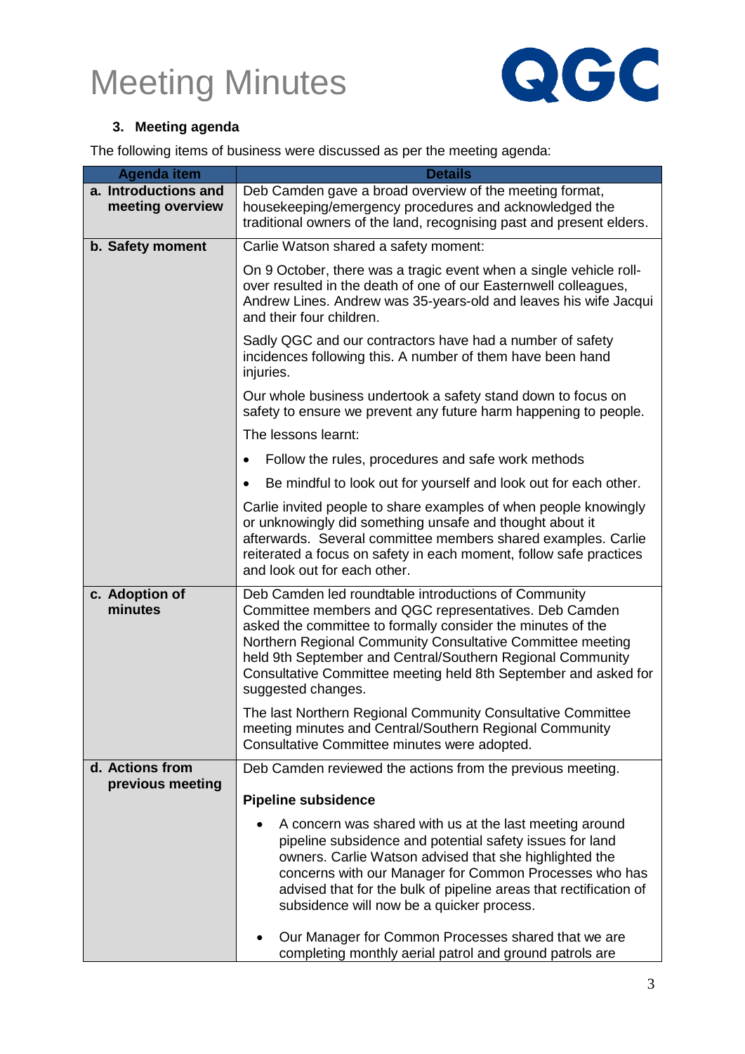# Meeting Minutes

### 3. Meeting agenda

The following items of business were discussed as per the meeting agenda:

| Agenda item | Details |
|---|---|
| **a. Introductions and meeting overview** | Deb Camden gave a broad overview of the meeting format, housekeeping/emergency procedures and acknowledged the traditional owners of the land, recognising past and present elders. |
| **b. Safety moment** | Carlie Watson shared a safety moment:<br><br>On 9 October, there was a tragic event when a single vehicle roll-over resulted in the death of one of our Easternwell colleagues, Andrew Lines. Andrew was 35-years-old and leaves his wife Jacqui and their four children.<br><br>Sadly QGC and our contractors have had a number of safety incidences following this. A number of them have been hand injuries.<br><br>Our whole business undertook a safety stand down to focus on safety to ensure we prevent any future harm happening to people.<br><br>The lessons learnt:<br><br>• Follow the rules, procedures and safe work methods<br>• Be mindful to look out for yourself and look out for each other.<br><br>Carlie invited people to share examples of when people knowingly or unknowingly did something unsafe and thought about it afterwards. Several committee members shared examples. Carlie reiterated a focus on safety in each moment, follow safe practices and look out for each other. |
| **c. Adoption of minutes** | Deb Camden led roundtable introductions of Community Committee members and QGC representatives. Deb Camden asked the committee to formally consider the minutes of the Northern Regional Community Consultative Committee meeting held 9th September and Central/Southern Regional Community Consultative Committee meeting held 8th September and asked for suggested changes.<br><br>The last Northern Regional Community Consultative Committee meeting minutes and Central/Southern Regional Community Consultative Committee minutes were adopted. |
| **d. Actions from previous meeting** | Deb Camden reviewed the actions from the previous meeting.<br><br>**Pipeline subsidence**<br><br>• A concern was shared with us at the last meeting around pipeline subsidence and potential safety issues for land owners. Carlie Watson advised that she highlighted the concerns with our Manager for Common Processes who has advised that for the bulk of pipeline areas that rectification of subsidence will now be a quicker process.<br><br>• Our Manager for Common Processes shared that we are completing monthly aerial patrol and ground patrols are |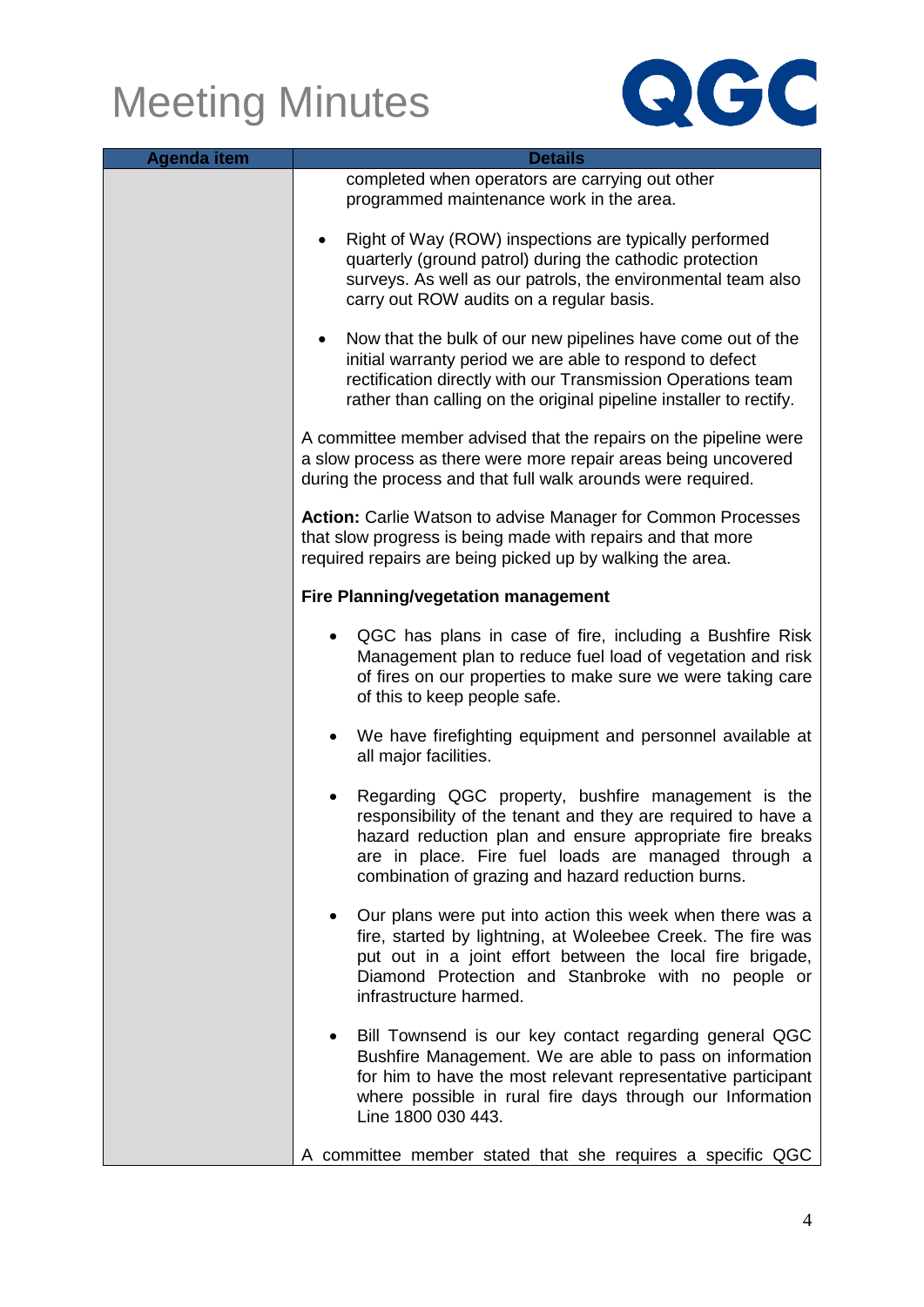| Agenda item | Details |
|---|---|
| | completed when operators are carrying out other programmed maintenance work in the area.<br><br>• Right of Way (ROW) inspections are typically performed quarterly (ground patrol) during the cathodic protection surveys. As well as our patrols, the environmental team also carry out ROW audits on a regular basis.<br><br>• Now that the bulk of our new pipelines have come out of the initial warranty period we are able to respond to defect rectification directly with our Transmission Operations team rather than calling on the original pipeline installer to rectify.<br><br>A committee member advised that the repairs on the pipeline were a slow process as there were more repair areas being uncovered during the process and that full walk arounds were required.<br><br>**Action:** Carlie Watson to advise Manager for Common Processes that slow progress is being made with repairs and that more required repairs are being picked up by walking the area.<br><br>**Fire Planning/vegetation management**<br><br>• QGC has plans in case of fire, including a Bushfire Risk Management plan to reduce fuel load of vegetation and risk of fires on our properties to make sure we were taking care of this to keep people safe.<br><br>• We have firefighting equipment and personnel available at all major facilities.<br><br>• Regarding QGC property, bushfire management is the responsibility of the tenant and they are required to have a hazard reduction plan and ensure appropriate fire breaks are in place. Fire fuel loads are managed through a combination of grazing and hazard reduction burns.<br><br>• Our plans were put into action this week when there was a fire, started by lightning, at Woleebee Creek. The fire was put out in a joint effort between the local fire brigade, Diamond Protection and Stanbroke with no people or infrastructure harmed.<br><br>• Bill Townsend is our key contact regarding general QGC Bushfire Management. We are able to pass on information for him to have the most relevant representative participant where possible in rural fire days through our Information Line 1800 030 443.<br><br>A committee member stated that she requires a specific QGC |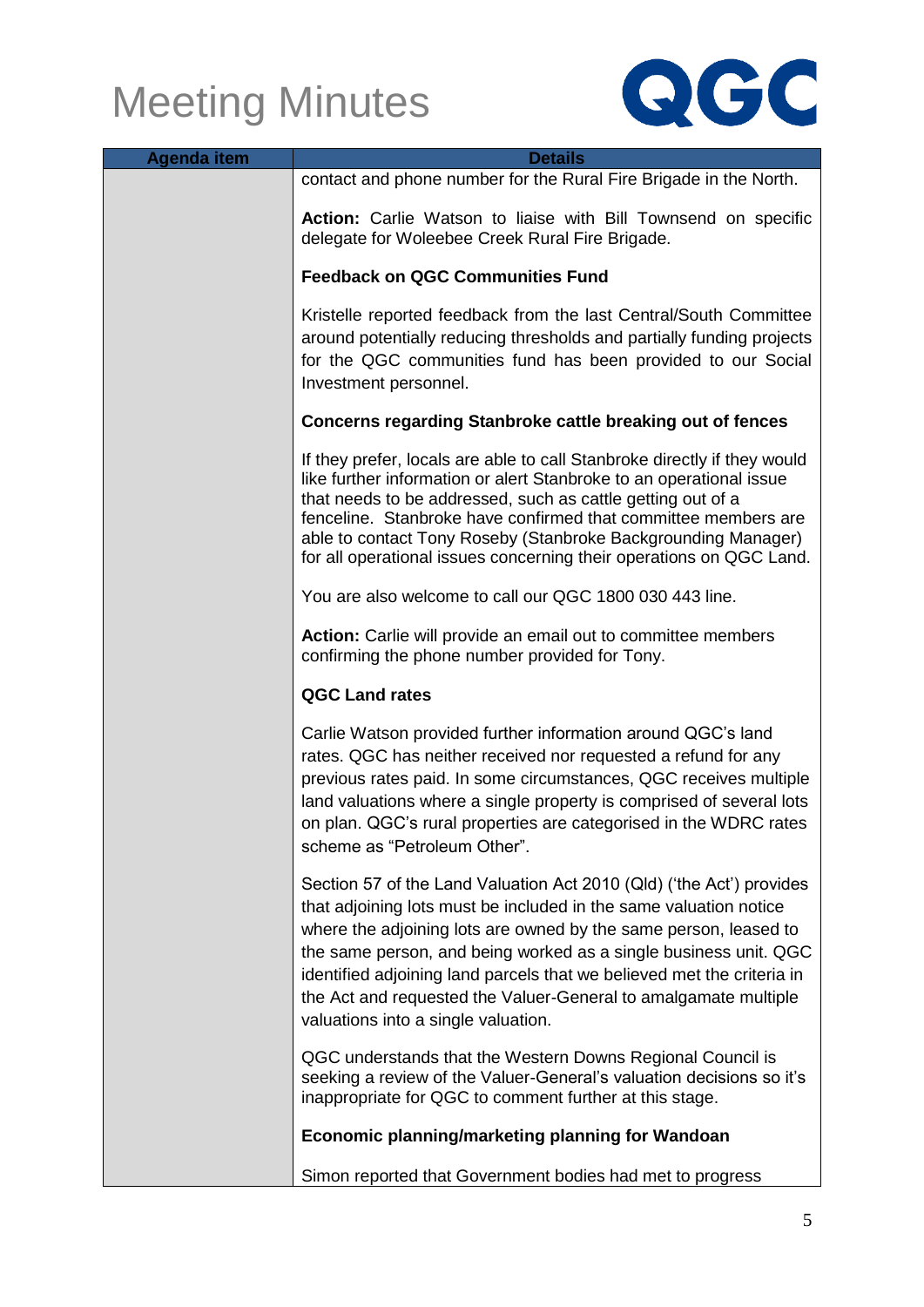# Meeting Minutes

| Agenda item | Details |
|---|---|
| | contact and phone number for the Rural Fire Brigade in the North.<br><br>**Action:** Carlie Watson to liaise with Bill Townsend on specific delegate for Woleebee Creek Rural Fire Brigade.<br><br>**Feedback on QGC Communities Fund**<br><br>Kristelle reported feedback from the last Central/South Committee around potentially reducing thresholds and partially funding projects for the QGC communities fund has been provided to our Social Investment personnel.<br><br>**Concerns regarding Stanbroke cattle breaking out of fences**<br><br>If they prefer, locals are able to call Stanbroke directly if they would like further information or alert Stanbroke to an operational issue that needs to be addressed, such as cattle getting out of a fenceline. Stanbroke have confirmed that committee members are able to contact Tony Roseby (Stanbroke Backgrounding Manager) for all operational issues concerning their operations on QGC Land.<br><br>You are also welcome to call our QGC 1800 030 443 line.<br><br>**Action:** Carlie will provide an email out to committee members confirming the phone number provided for Tony.<br><br>**QGC Land rates**<br><br>Carlie Watson provided further information around QGC's land rates. QGC has neither received nor requested a refund for any previous rates paid. In some circumstances, QGC receives multiple land valuations where a single property is comprised of several lots on plan. QGC's rural properties are categorised in the WDRC rates scheme as "Petroleum Other".<br><br>Section 57 of the Land Valuation Act 2010 (Qld) ('the Act') provides that adjoining lots must be included in the same valuation notice where the adjoining lots are owned by the same person, leased to the same person, and being worked as a single business unit. QGC identified adjoining land parcels that we believed met the criteria in the Act and requested the Valuer-General to amalgamate multiple valuations into a single valuation.<br><br>QGC understands that the Western Downs Regional Council is seeking a review of the Valuer-General's valuation decisions so it's inappropriate for QGC to comment further at this stage.<br><br>**Economic planning/marketing planning for Wandoan**<br><br>Simon reported that Government bodies had met to progress |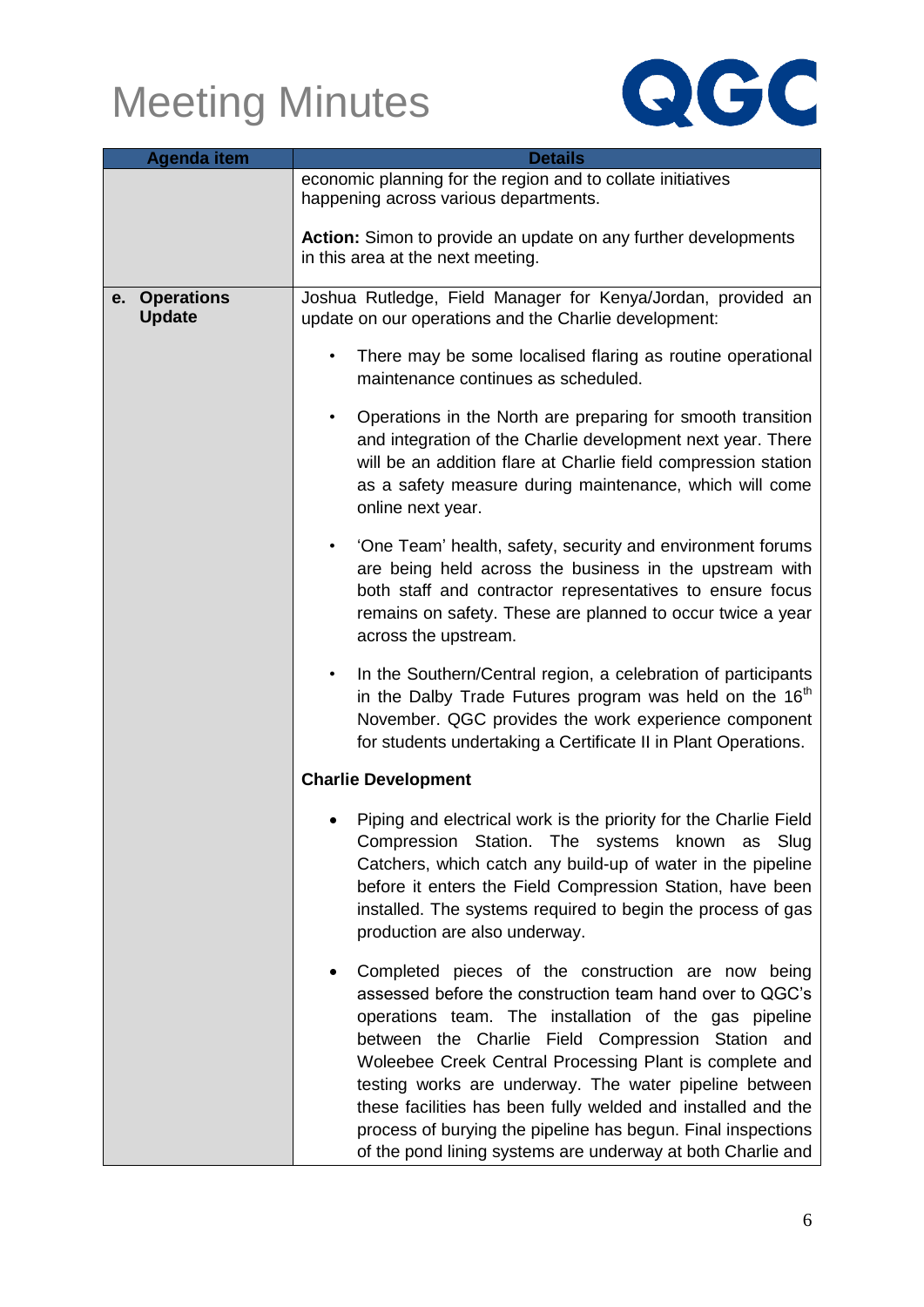# Meeting Minutes

| Agenda item | Details |
| --- | --- |
| | economic planning for the region and to collate initiatives happening across various departments.<br><br>**Action:** Simon to provide an update on any further developments in this area at the next meeting. |
| **e. Operations Update** | Joshua Rutledge, Field Manager for Kenya/Jordan, provided an update on our operations and the Charlie development:<br><br>• There may be some localised flaring as routine operational maintenance continues as scheduled.<br><br>• Operations in the North are preparing for smooth transition and integration of the Charlie development next year. There will be an addition flare at Charlie field compression station as a safety measure during maintenance, which will come online next year.<br><br>• 'One Team' health, safety, security and environment forums are being held across the business in the upstream with both staff and contractor representatives to ensure focus remains on safety. These are planned to occur twice a year across the upstream.<br><br>• In the Southern/Central region, a celebration of participants in the Dalby Trade Futures program was held on the 16th November. QGC provides the work experience component for students undertaking a Certificate II in Plant Operations.<br><br>**Charlie Development**<br><br>• Piping and electrical work is the priority for the Charlie Field Compression Station. The systems known as Slug Catchers, which catch any build-up of water in the pipeline before it enters the Field Compression Station, have been installed. The systems required to begin the process of gas production are also underway.<br><br>• Completed pieces of the construction are now being assessed before the construction team hand over to QGC's operations team. The installation of the gas pipeline between the Charlie Field Compression Station and Woleebee Creek Central Processing Plant is complete and testing works are underway. The water pipeline between these facilities has been fully welded and installed and the process of burying the pipeline has begun. Final inspections of the pond lining systems are underway at both Charlie and |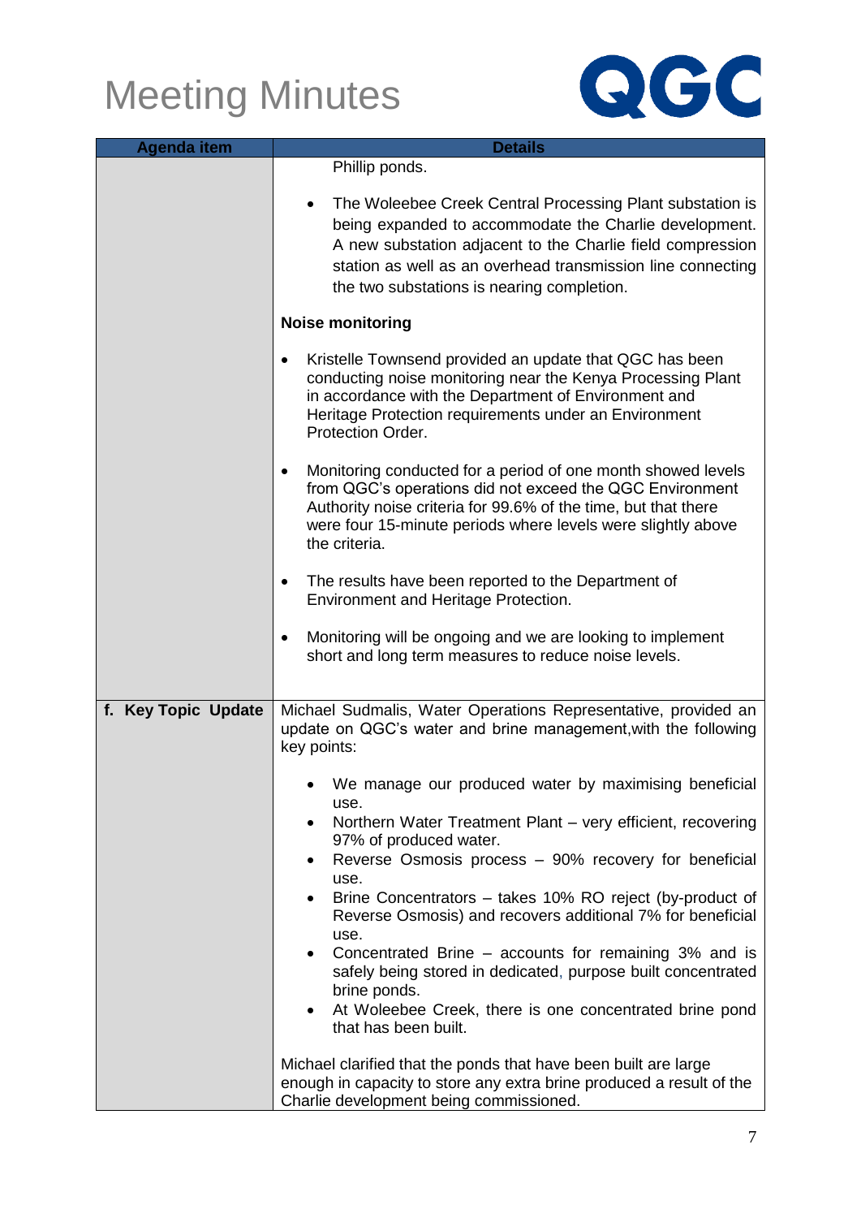# Meeting Minutes

| Agenda item | Details |
| --- | --- |
| | Phillip ponds.<br><br>• The Woleebee Creek Central Processing Plant substation is being expanded to accommodate the Charlie development. A new substation adjacent to the Charlie field compression station as well as an overhead transmission line connecting the two substations is nearing completion.<br><br>**Noise monitoring**<br><br>• Kristelle Townsend provided an update that QGC has been conducting noise monitoring near the Kenya Processing Plant in accordance with the Department of Environment and Heritage Protection requirements under an Environment Protection Order.<br><br>• Monitoring conducted for a period of one month showed levels from QGC's operations did not exceed the QGC Environment Authority noise criteria for 99.6% of the time, but that there were four 15-minute periods where levels were slightly above the criteria.<br><br>• The results have been reported to the Department of Environment and Heritage Protection.<br><br>• Monitoring will be ongoing and we are looking to implement short and long term measures to reduce noise levels. |
| **f. Key Topic Update** | Michael Sudmalis, Water Operations Representative, provided an update on QGC's water and brine management,with the following key points:<br><br>• We manage our produced water by maximising beneficial use.<br>• Northern Water Treatment Plant – very efficient, recovering 97% of produced water.<br>• Reverse Osmosis process – 90% recovery for beneficial use.<br>• Brine Concentrators – takes 10% RO reject (by-product of Reverse Osmosis) and recovers additional 7% for beneficial use.<br>• Concentrated Brine – accounts for remaining 3% and is safely being stored in dedicated, purpose built concentrated brine ponds.<br>• At Woleebee Creek, there is one concentrated brine pond that has been built.<br><br>Michael clarified that the ponds that have been built are large enough in capacity to store any extra brine produced a result of the Charlie development being commissioned. |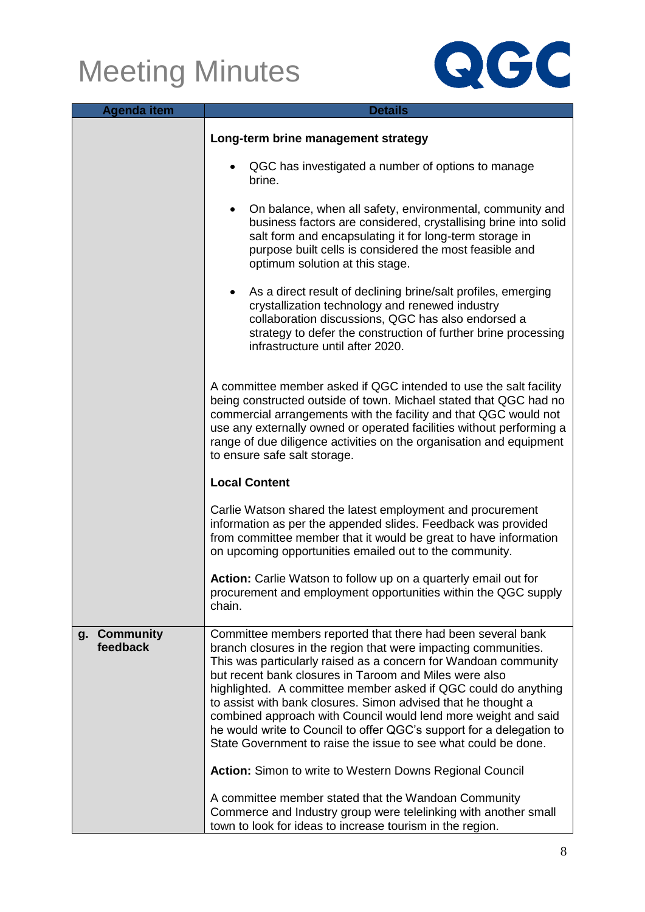# Meeting Minutes

| Agenda item | Details |
|---|---|
| | **Long-term brine management strategy**<br><br>• QGC has investigated a number of options to manage brine.<br><br>• On balance, when all safety, environmental, community and business factors are considered, crystallising brine into solid salt form and encapsulating it for long-term storage in purpose built cells is considered the most feasible and optimum solution at this stage.<br><br>• As a direct result of declining brine/salt profiles, emerging crystallization technology and renewed industry collaboration discussions, QGC has also endorsed a strategy to defer the construction of further brine processing infrastructure until after 2020.<br><br>A committee member asked if QGC intended to use the salt facility being constructed outside of town. Michael stated that QGC had no commercial arrangements with the facility and that QGC would not use any externally owned or operated facilities without performing a range of due diligence activities on the organisation and equipment to ensure safe salt storage.<br><br>**Local Content**<br><br>Carlie Watson shared the latest employment and procurement information as per the appended slides. Feedback was provided from committee member that it would be great to have information on upcoming opportunities emailed out to the community.<br><br>**Action:** Carlie Watson to follow up on a quarterly email out for procurement and employment opportunities within the QGC supply chain. |
| **g. Community feedback** | Committee members reported that there had been several bank branch closures in the region that were impacting communities. This was particularly raised as a concern for Wandoan community but recent bank closures in Taroom and Miles were also highlighted. A committee member asked if QGC could do anything to assist with bank closures. Simon advised that he thought a combined approach with Council would lend more weight and said he would write to Council to offer QGC's support for a delegation to State Government to raise the issue to see what could be done.<br><br>**Action:** Simon to write to Western Downs Regional Council<br><br>A committee member stated that the Wandoan Community Commerce and Industry group were telelinking with another small town to look for ideas to increase tourism in the region. |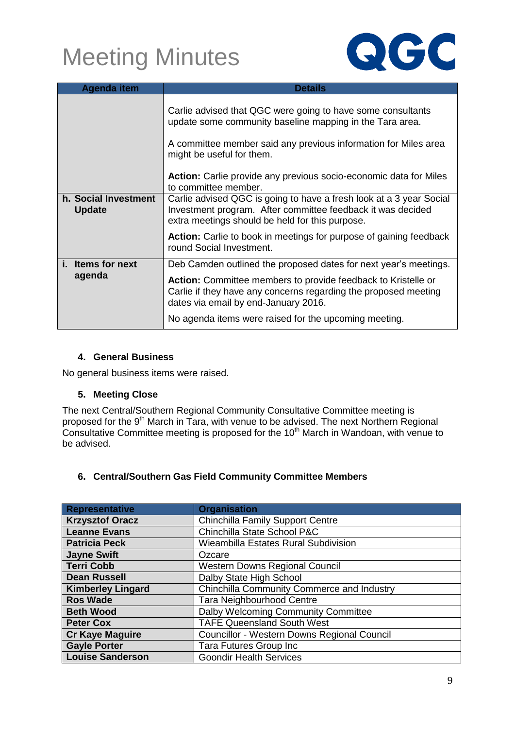# Meeting Minutes

| Agenda item | Details |
|---|---|
| | Carlie advised that QGC were going to have some consultants update some community baseline mapping in the Tara area.<br><br>A committee member said any previous information for Miles area might be useful for them.<br><br>**Action:** Carlie provide any previous socio-economic data for Miles to committee member. |
| **h. Social Investment Update** | Carlie advised QGC is going to have a fresh look at a 3 year Social Investment program. After committee feedback it was decided extra meetings should be held for this purpose.<br><br>**Action:** Carlie to book in meetings for purpose of gaining feedback round Social Investment. |
| **i. Items for next agenda** | Deb Camden outlined the proposed dates for next year's meetings.<br><br>**Action:** Committee members to provide feedback to Kristelle or Carlie if they have any concerns regarding the proposed meeting dates via email by end-January 2016.<br><br>No agenda items were raised for the upcoming meeting. |

### 4. General Business

No general business items were raised.

### 5. Meeting Close

The next Central/Southern Regional Community Consultative Committee meeting is proposed for the 9th March in Tara, with venue to be advised. The next Northern Regional Consultative Committee meeting is proposed for the 10th March in Wandoan, with venue to be advised.

### 6. Central/Southern Gas Field Community Committee Members

| Representative | Organisation |
|---|---|
| **Krzysztof Oracz** | Chinchilla Family Support Centre |
| **Leanne Evans** | Chinchilla State School P&C |
| **Patricia Peck** | Wieambilla Estates Rural Subdivision |
| **Jayne Swift** | Ozcare |
| **Terri Cobb** | Western Downs Regional Council |
| **Dean Russell** | Dalby State High School |
| **Kimberley Lingard** | Chinchilla Community Commerce and Industry |
| **Ros Wade** | Tara Neighbourhood Centre |
| **Beth Wood** | Dalby Welcoming Community Committee |
| **Peter Cox** | TAFE Queensland South West |
| **Cr Kaye Maguire** | Councillor - Western Downs Regional Council |
| **Gayle Porter** | Tara Futures Group Inc |
| **Louise Sanderson** | Goondir Health Services |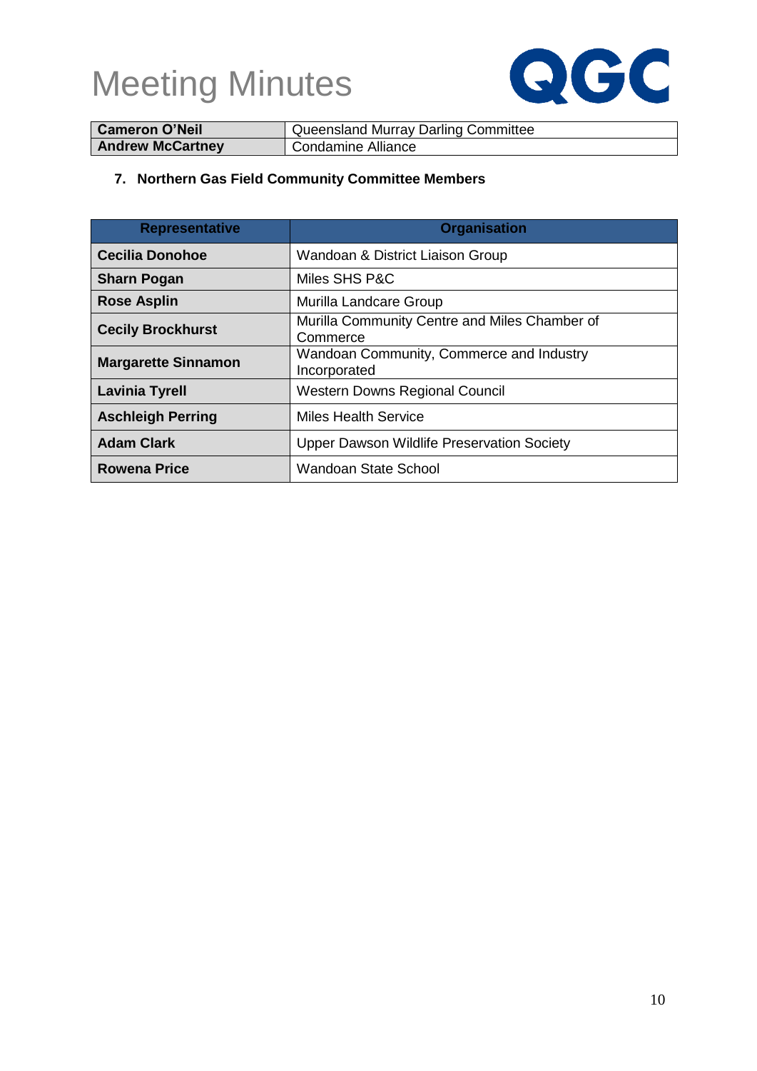| | |
|---|---|
| **Cameron O'Neil** | Queensland Murray Darling Committee |
| **Andrew McCartney** | Condamine Alliance |

**7. Northern Gas Field Community Committee Members**

| Representative | Organisation |
|---|---|
| **Cecilia Donohoe** | Wandoan & District Liaison Group |
| **Sharn Pogan** | Miles SHS P&C |
| **Rose Asplin** | Murilla Landcare Group |
| **Cecily Brockhurst** | Murilla Community Centre and Miles Chamber of Commerce |
| **Margarette Sinnamon** | Wandoan Community, Commerce and Industry Incorporated |
| **Lavinia Tyrell** | Western Downs Regional Council |
| **Aschleigh Perring** | Miles Health Service |
| **Adam Clark** | Upper Dawson Wildlife Preservation Society |
| **Rowena Price** | Wandoan State School |